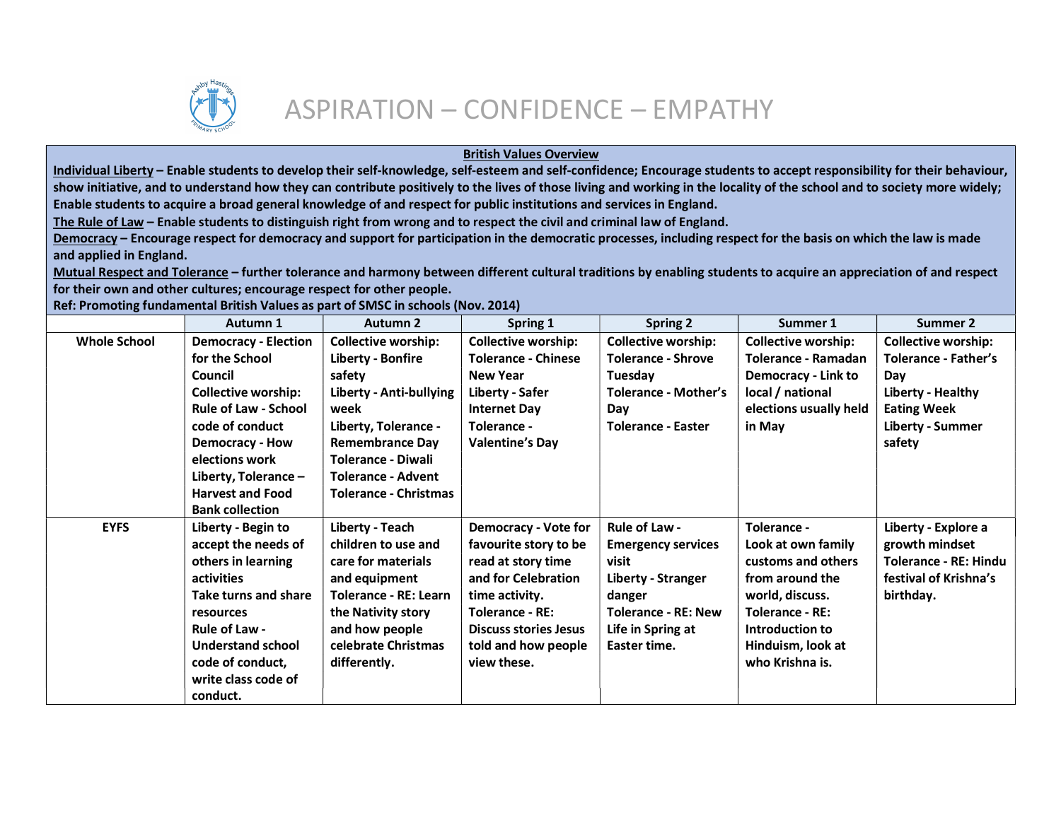# ASPIRATION – CONFIDENCE – EMPATHY

**British Values Overview**

**Individual Liberty – Enable students to develop their self-knowledge, self-esteem and self-confidence; Encourage students to accept responsibility for their behaviour, show initiative, and to understand how they can contribute positively to the lives of those living and working in the locality of the school and to society more widely; Enable students to acquire a broad general knowledge of and respect for public institutions and services in England.**

**The Rule of Law – Enable students to distinguish right from wrong and to respect the civil and criminal law of England.**

**Democracy – Encourage respect for democracy and support for participation in the democratic processes, including respect for the basis on which the law is made and applied in England.**

**Mutual Respect and Tolerance – further tolerance and harmony between different cultural traditions by enabling students to acquire an appreciation of and respect for their own and other cultures; encourage respect for other people.**

**Ref: Promoting fundamental British Values as part of SMSC in schools (Nov. 2014)**

| | Autumn 1 | Autumn 2 | Spring 1 | Spring 2 | Summer 1 | Summer 2 |
|---|---|---|---|---|---|---|
| **Whole School** | **Democracy - Election for the School Council**<br>**Collective worship:**<br>**Rule of Law - School code of conduct**<br>**Democracy - How elections work**<br>**Liberty, Tolerance – Harvest and Food Bank collection** | **Collective worship:**<br>**Liberty - Bonfire safety**<br>**Liberty - Anti-bullying week**<br>**Liberty, Tolerance - Remembrance Day**<br>**Tolerance - Diwali**<br>**Tolerance - Advent**<br>**Tolerance - Christmas** | **Collective worship:**<br>**Tolerance - Chinese New Year**<br>**Liberty - Safer Internet Day**<br>**Tolerance - Valentine's Day** | **Collective worship:**<br>**Tolerance - Shrove Tuesday**<br>**Tolerance - Mother's Day**<br>**Tolerance - Easter** | **Collective worship:**<br>**Tolerance - Ramadan**<br>**Democracy - Link to local / national elections usually held in May** | **Collective worship:**<br>**Tolerance - Father's Day**<br>**Liberty - Healthy Eating Week**<br>**Liberty - Summer safety** |
| **EYFS** | **Liberty - Begin to accept the needs of others in learning activities**<br>**Take turns and share resources**<br>**Rule of Law - Understand school code of conduct, write class code of conduct.** | **Liberty - Teach children to use and care for materials and equipment**<br>**Tolerance - RE: Learn the Nativity story and how people celebrate Christmas differently.** | **Democracy - Vote for favourite story to be read at story time and for Celebration time activity.**<br>**Tolerance - RE: Discuss stories Jesus told and how people view these.** | **Rule of Law - Emergency services visit**<br>**Liberty - Stranger danger**<br>**Tolerance - RE: New Life in Spring at Easter time.** | **Tolerance - Look at own family customs and others from around the world, discuss.**<br>**Tolerance - RE: Introduction to Hinduism, look at who Krishna is.** | **Liberty - Explore a growth mindset**<br>**Tolerance - RE: Hindu festival of Krishna's birthday.** |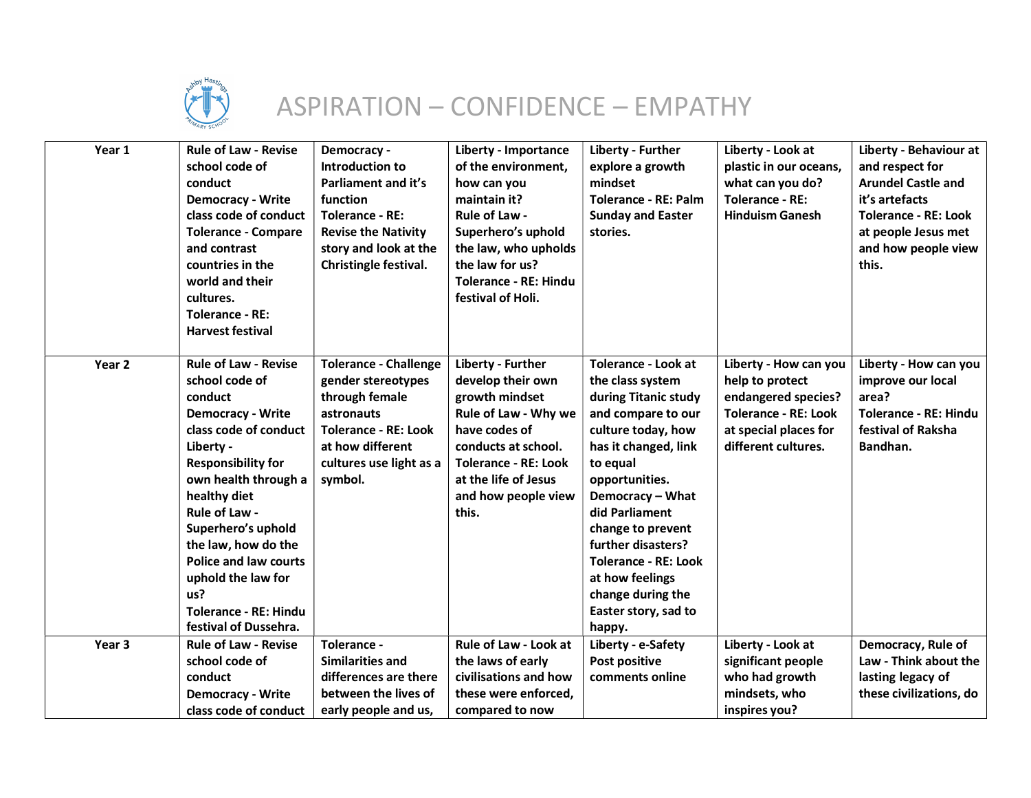# ASPIRATION – CONFIDENCE – EMPATHY

| | | | | | | |
|---|---|---|---|---|---|---|
| **Year 1** | **Rule of Law - Revise school code of conduct**<br>**Democracy - Write class code of conduct**<br>**Tolerance - Compare and contrast countries in the world and their cultures.**<br>**Tolerance - RE: Harvest festival** | **Democracy - Introduction to Parliament and it's function**<br>**Tolerance - RE: Revise the Nativity story and look at the Christingle festival.** | **Liberty - Importance of the environment, how can you maintain it?**<br>**Rule of Law - Superhero's uphold the law, who upholds the law for us?**<br>**Tolerance - RE: Hindu festival of Holi.** | **Liberty - Further explore a growth mindset**<br>**Tolerance - RE: Palm Sunday and Easter stories.** | **Liberty - Look at plastic in our oceans, what can you do?**<br>**Tolerance - RE: Hinduism Ganesh** | **Liberty - Behaviour at and respect for Arundel Castle and it's artefacts**<br>**Tolerance - RE: Look at people Jesus met and how people view this.** |
| **Year 2** | **Rule of Law - Revise school code of conduct**<br>**Democracy - Write class code of conduct**<br>**Liberty - Responsibility for own health through a healthy diet**<br>**Rule of Law - Superhero's uphold the law, how do the Police and law courts uphold the law for us?**<br>**Tolerance - RE: Hindu festival of Dussehra.** | **Tolerance - Challenge gender stereotypes through female astronauts**<br>**Tolerance - RE: Look at how different cultures use light as a symbol.** | **Liberty - Further develop their own growth mindset**<br>**Rule of Law - Why we have codes of conducts at school.**<br>**Tolerance - RE: Look at the life of Jesus and how people view this.** | **Tolerance - Look at the class system during Titanic study and compare to our culture today, how has it changed, link to equal opportunities.**<br>**Democracy – What did Parliament change to prevent further disasters?**<br>**Tolerance - RE: Look at how feelings change during the Easter story, sad to happy.** | **Liberty - How can you help to protect endangered species?**<br>**Tolerance - RE: Look at special places for different cultures.** | **Liberty - How can you improve our local area?**<br>**Tolerance - RE: Hindu festival of Raksha Bandhan.** |
| **Year 3** | **Rule of Law - Revise school code of conduct**<br>**Democracy - Write class code of conduct** | **Tolerance - Similarities and differences are there between the lives of early people and us,** | **Rule of Law - Look at the laws of early civilisations and how these were enforced, compared to now** | **Liberty - e-Safety Post positive comments online** | **Liberty - Look at significant people who had growth mindsets, who inspires you?** | **Democracy, Rule of Law - Think about the lasting legacy of these civilizations, do** |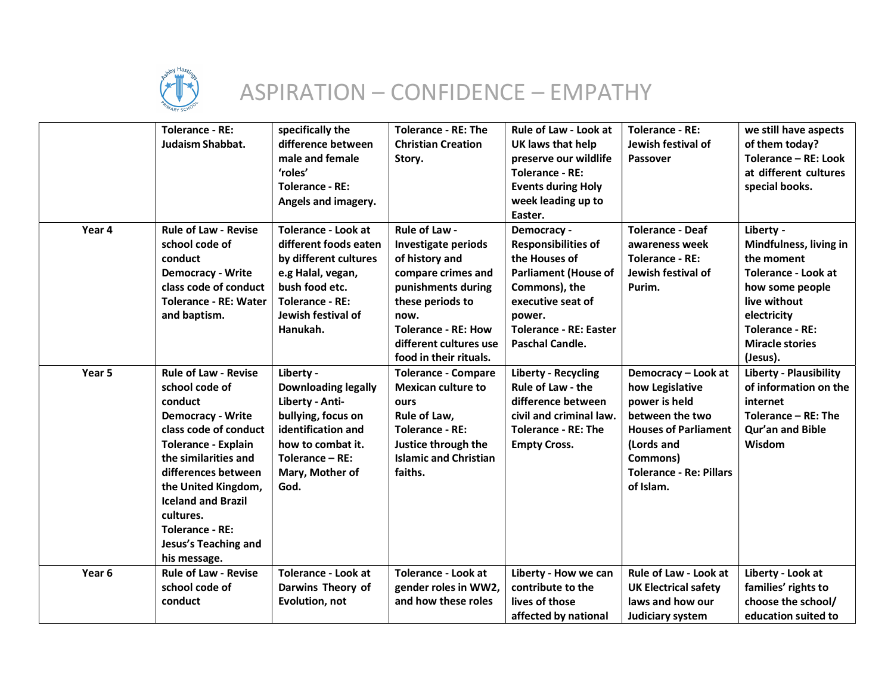# ASPIRATION – CONFIDENCE – EMPATHY

| | | | | | | |
|---|---|---|---|---|---|---|
| | **Tolerance - RE: Judaism Shabbat.** | **specifically the difference between male and female 'roles'**<br>**Tolerance - RE: Angels and imagery.** | **Tolerance - RE: The Christian Creation Story.** | **Rule of Law - Look at UK laws that help preserve our wildlife**<br>**Tolerance - RE: Events during Holy week leading up to Easter.** | **Tolerance - RE: Jewish festival of Passover** | **we still have aspects of them today?**<br>**Tolerance – RE: Look at different cultures special books.** |
| **Year 4** | **Rule of Law - Revise school code of conduct**<br>**Democracy - Write class code of conduct**<br>**Tolerance - RE: Water and baptism.** | **Tolerance - Look at different foods eaten by different cultures e.g Halal, vegan, bush food etc.**<br>**Tolerance - RE: Jewish festival of Hanukah.** | **Rule of Law - Investigate periods of history and compare crimes and punishments during these periods to now.**<br>**Tolerance - RE: How different cultures use food in their rituals.** | **Democracy - Responsibilities of the Houses of Parliament (House of Commons), the executive seat of power.**<br>**Tolerance - RE: Easter Paschal Candle.** | **Tolerance - Deaf awareness week**<br>**Tolerance - RE: Jewish festival of Purim.** | **Liberty - Mindfulness, living in the moment**<br>**Tolerance - Look at how some people live without electricity**<br>**Tolerance - RE: Miracle stories (Jesus).** |
| **Year 5** | **Rule of Law - Revise school code of conduct**<br>**Democracy - Write class code of conduct**<br>**Tolerance - Explain the similarities and differences between the United Kingdom, Iceland and Brazil cultures.**<br>**Tolerance - RE: Jesus's Teaching and his message.** | **Liberty - Downloading legally**<br>**Liberty - Anti-bullying, focus on identification and how to combat it.**<br>**Tolerance – RE: Mary, Mother of God.** | **Tolerance - Compare Mexican culture to ours**<br>**Rule of Law,**<br>**Tolerance - RE: Justice through the Islamic and Christian faiths.** | **Liberty - Recycling**<br>**Rule of Law - the difference between civil and criminal law.**<br>**Tolerance - RE: The Empty Cross.** | **Democracy – Look at how Legislative power is held between the two Houses of Parliament (Lords and Commons)**<br>**Tolerance - Re: Pillars of Islam.** | **Liberty - Plausibility of information on the internet**<br>**Tolerance – RE: The Qur'an and Bible Wisdom** |
| **Year 6** | **Rule of Law - Revise school code of conduct** | **Tolerance - Look at Darwins Theory of Evolution, not** | **Tolerance - Look at gender roles in WW2, and how these roles** | **Liberty - How we can contribute to the lives of those affected by national** | **Rule of Law - Look at UK Electrical safety laws and how our Judiciary system** | **Liberty - Look at families' rights to choose the school/ education suited to** |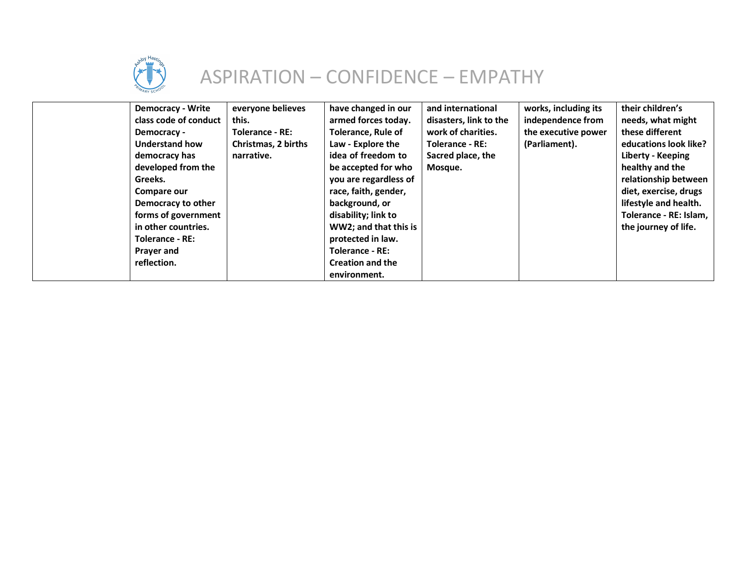# ASPIRATION – CONFIDENCE – EMPATHY

| | | | | | | |
|---|---|---|---|---|---|---|
| | **Democracy - Write class code of conduct** **Democracy - Understand how democracy has developed from the Greeks.** **Compare our Democracy to other forms of government in other countries.** **Tolerance - RE: Prayer and reflection.** | **everyone believes this.** **Tolerance - RE: Christmas, 2 births narrative.** | **have changed in our armed forces today.** **Tolerance, Rule of Law - Explore the idea of freedom to be accepted for who you are regardless of race, faith, gender, background, or disability; link to WW2; and that this is protected in law.** **Tolerance - RE: Creation and the environment.** | **and international disasters, link to the work of charities.** **Tolerance - RE: Sacred place, the Mosque.** | **works, including its independence from the executive power (Parliament).** | **their children's needs, what might these different educations look like?** **Liberty - Keeping healthy and the relationship between diet, exercise, drugs lifestyle and health.** **Tolerance - RE: Islam, the journey of life.** |